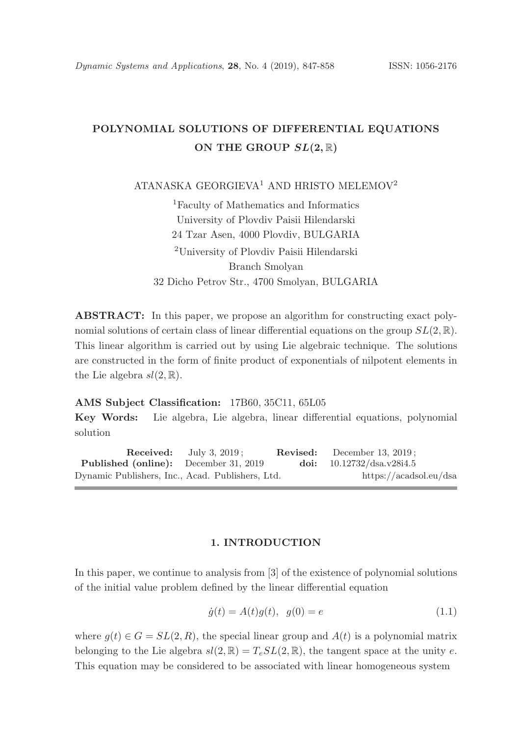# POLYNOMIAL SOLUTIONS OF DIFFERENTIAL EQUATIONS ON THE GROUP $SL(2,\mathbb{R})$

ATANASKA GEORGIEVA[1] AND HRISTO MELEMOV[2]

[1]Faculty of Mathematics and Informatics
University of Plovdiv Paisii Hilendarski
24 Tzar Asen, 4000 Plovdiv, BULGARIA

[2]University of Plovdiv Paisii Hilendarski
Branch Smolyan
32 Dicho Petrov Str., 4700 Smolyan, BULGARIA

**ABSTRACT:** In this paper, we propose an algorithm for constructing exact polynomial solutions of certain class of linear differential equations on the group $SL(2,\mathbb{R})$. This linear algorithm is carried out by using Lie algebraic technique. The solutions are constructed in the form of finite product of exponentials of nilpotent elements in the Lie algebra $sl(2,\mathbb{R})$.

**AMS Subject Classification:** 17B60, 35C11, 65L05

**Key Words:** Lie algebra, Lie algebra, linear differential equations, polynomial solution

| **Received:** | July 3, 2019 ; | **Revised:** | December 13, 2019 ; |
|---|---|---|---|
| **Published (online):** | December 31, 2019 | **doi:** | 10.12732/dsa.v28i4.5 |

Dynamic Publishers, Inc., Acad. Publishers, Ltd. https://acadsol.eu/dsa

## 1. INTRODUCTION

In this paper, we continue to analysis from [3] of the existence of polynomial solutions of the initial value problem defined by the linear differential equation

$$\dot{g}(t) = A(t)g(t), \quad g(0) = e \tag{1.1}$$

where $g(t) \in G = SL(2,R)$, the special linear group and $A(t)$ is a polynomial matrix belonging to the Lie algebra $sl(2,\mathbb{R}) = T_e SL(2,\mathbb{R})$, the tangent space at the unity $e$. This equation may be considered to be associated with linear homogeneous system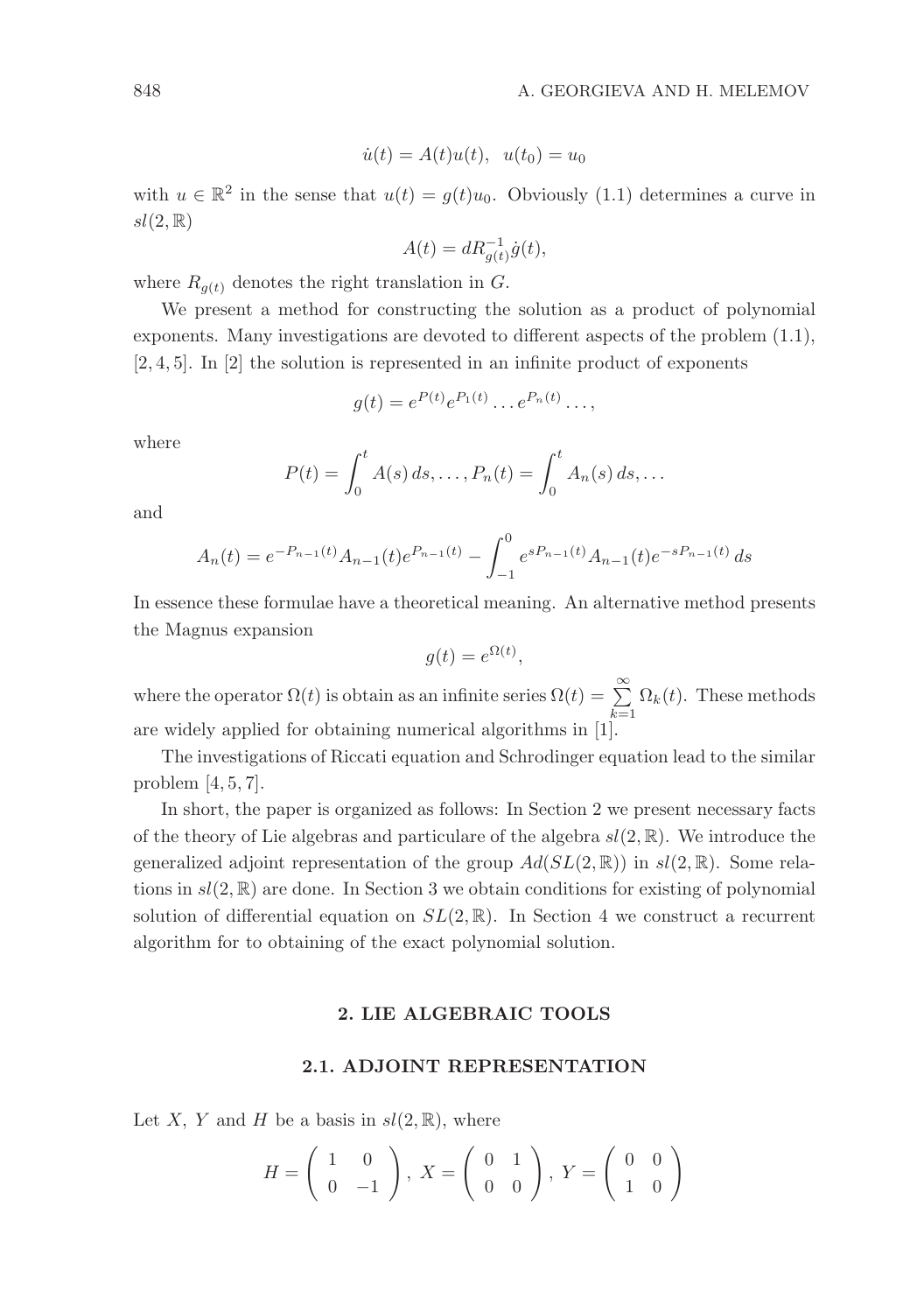$$\dot{u}(t) = A(t)u(t), \quad u(t_0) = u_0$$

with $u \in \mathbb{R}^2$ in the sense that $u(t) = g(t)u_0$. Obviously (1.1) determines a curve in $sl(2, \mathbb{R})$

$$A(t) = dR^{-1}_{g(t)}\dot{g}(t),$$

where $R_{g(t)}$ denotes the right translation in $G$.

We present a method for constructing the solution as a product of polynomial exponents. Many investigations are devoted to different aspects of the problem (1.1), [2, 4, 5]. In [2] the solution is represented in an infinite product of exponents

$$g(t) = e^{P(t)}e^{P_1(t)} \dots e^{P_n(t)} \dots,$$

where

$$P(t) = \int_0^t A(s)\, ds, \dots, P_n(t) = \int_0^t A_n(s)\, ds, \dots$$

and

$$A_n(t) = e^{-P_{n-1}(t)}A_{n-1}(t)e^{P_{n-1}(t)} - \int_{-1}^{0} e^{sP_{n-1}(t)}A_{n-1}(t)e^{-sP_{n-1}(t)}\, ds$$

In essence these formulae have a theoretical meaning. An alternative method presents the Magnus expansion

$$g(t) = e^{\Omega(t)},$$

where the operator $\Omega(t)$ is obtain as an infinite series $\Omega(t) = \sum\limits_{k=1}^{\infty} \Omega_k(t)$. These methods are widely applied for obtaining numerical algorithms in [1].

The investigations of Riccati equation and Schrodinger equation lead to the similar problem [4, 5, 7].

In short, the paper is organized as follows: In Section 2 we present necessary facts of the theory of Lie algebras and particulare of the algebra $sl(2, \mathbb{R})$. We introduce the generalized adjoint representation of the group $Ad(SL(2, \mathbb{R}))$ in $sl(2, \mathbb{R})$. Some relations in $sl(2, \mathbb{R})$ are done. In Section 3 we obtain conditions for existing of polynomial solution of differential equation on $SL(2, \mathbb{R})$. In Section 4 we construct a recurrent algorithm for to obtaining of the exact polynomial solution.

## 2. LIE ALGEBRAIC TOOLS

### 2.1. ADJOINT REPRESENTATION

Let $X$, $Y$ and $H$ be a basis in $sl(2, \mathbb{R})$, where

$$H = \begin{pmatrix} 1 & 0 \\ 0 & -1 \end{pmatrix}, \; X = \begin{pmatrix} 0 & 1 \\ 0 & 0 \end{pmatrix}, \; Y = \begin{pmatrix} 0 & 0 \\ 1 & 0 \end{pmatrix}$$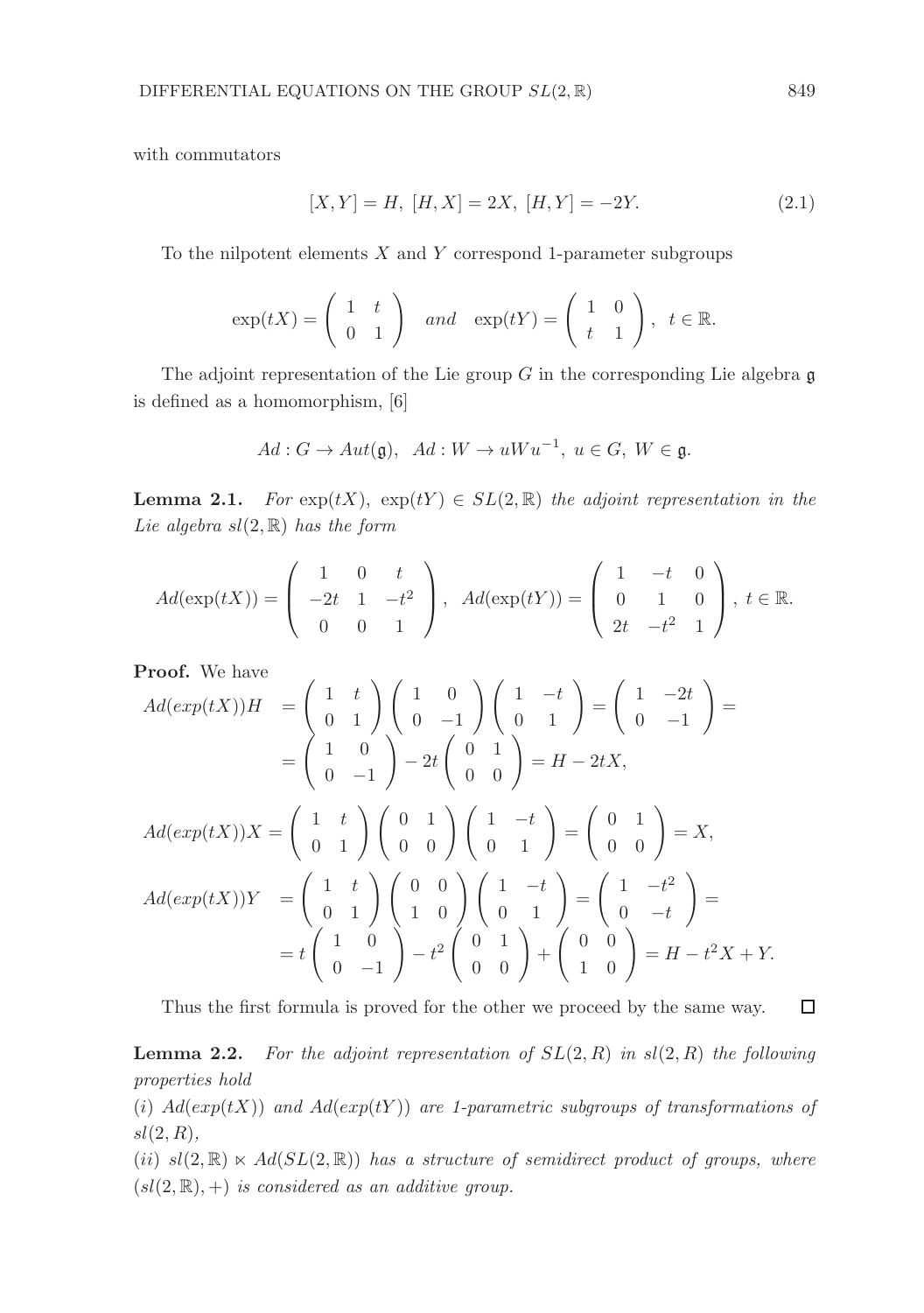with commutators

$$[X,Y] = H,\ [H,X] = 2X,\ [H,Y] = -2Y. \tag{2.1}$$

To the nilpotent elements $X$ and $Y$ correspond 1-parameter subgroups

$$\exp(tX) = \begin{pmatrix} 1 & t \\ 0 & 1 \end{pmatrix} \quad and \quad \exp(tY) = \begin{pmatrix} 1 & 0 \\ t & 1 \end{pmatrix},\ \ t \in \mathbb{R}.$$

The adjoint representation of the Lie group $G$ in the corresponding Lie algebra $\mathfrak{g}$ is defined as a homomorphism, [6]

$$Ad : G \to Aut(\mathfrak{g}),\ \ Ad : W \to uWu^{-1},\ u \in G,\ W \in \mathfrak{g}.$$

**Lemma 2.1.** *For* $\exp(tX),\ \exp(tY) \in SL(2,\mathbb{R})$ *the adjoint representation in the Lie algebra* $sl(2,\mathbb{R})$ *has the form*

$$Ad(\exp(tX)) = \begin{pmatrix} 1 & 0 & t \\ -2t & 1 & -t^2 \\ 0 & 0 & 1 \end{pmatrix},\ \ Ad(\exp(tY)) = \begin{pmatrix} 1 & -t & 0 \\ 0 & 1 & 0 \\ 2t & -t^2 & 1 \end{pmatrix},\ t \in \mathbb{R}.$$

**Proof.** We have

$$\begin{aligned} Ad(exp(tX))H &= \begin{pmatrix} 1 & t \\ 0 & 1 \end{pmatrix}\begin{pmatrix} 1 & 0 \\ 0 & -1 \end{pmatrix}\begin{pmatrix} 1 & -t \\ 0 & 1 \end{pmatrix} = \begin{pmatrix} 1 & -2t \\ 0 & -1 \end{pmatrix} = \\ &= \begin{pmatrix} 1 & 0 \\ 0 & -1 \end{pmatrix} - 2t\begin{pmatrix} 0 & 1 \\ 0 & 0 \end{pmatrix} = H - 2tX, \end{aligned}$$

$$Ad(exp(tX))X = \begin{pmatrix} 1 & t \\ 0 & 1 \end{pmatrix}\begin{pmatrix} 0 & 1 \\ 0 & 0 \end{pmatrix}\begin{pmatrix} 1 & -t \\ 0 & 1 \end{pmatrix} = \begin{pmatrix} 0 & 1 \\ 0 & 0 \end{pmatrix} = X,$$

$$\begin{aligned} Ad(exp(tX))Y &= \begin{pmatrix} 1 & t \\ 0 & 1 \end{pmatrix}\begin{pmatrix} 0 & 0 \\ 1 & 0 \end{pmatrix}\begin{pmatrix} 1 & -t \\ 0 & 1 \end{pmatrix} = \begin{pmatrix} 1 & -t^2 \\ 0 & -t \end{pmatrix} = \\ &= t\begin{pmatrix} 1 & 0 \\ 0 & -1 \end{pmatrix} - t^2\begin{pmatrix} 0 & 1 \\ 0 & 0 \end{pmatrix} + \begin{pmatrix} 0 & 0 \\ 1 & 0 \end{pmatrix} = H - t^2X + Y. \end{aligned}$$

Thus the first formula is proved for the other we proceed by the same way. $\square$

**Lemma 2.2.** *For the adjoint representation of* $SL(2,R)$ *in* $sl(2,R)$ *the following properties hold*

(*i*) $Ad(exp(tX))$ *and* $Ad(exp(tY))$ *are 1-parametric subgroups of transformations of* $sl(2,R)$,

(*ii*) $sl(2,\mathbb{R}) \ltimes Ad(SL(2,\mathbb{R}))$ *has a structure of semidirect product of groups, where* $(sl(2,\mathbb{R}),+)$ *is considered as an additive group.*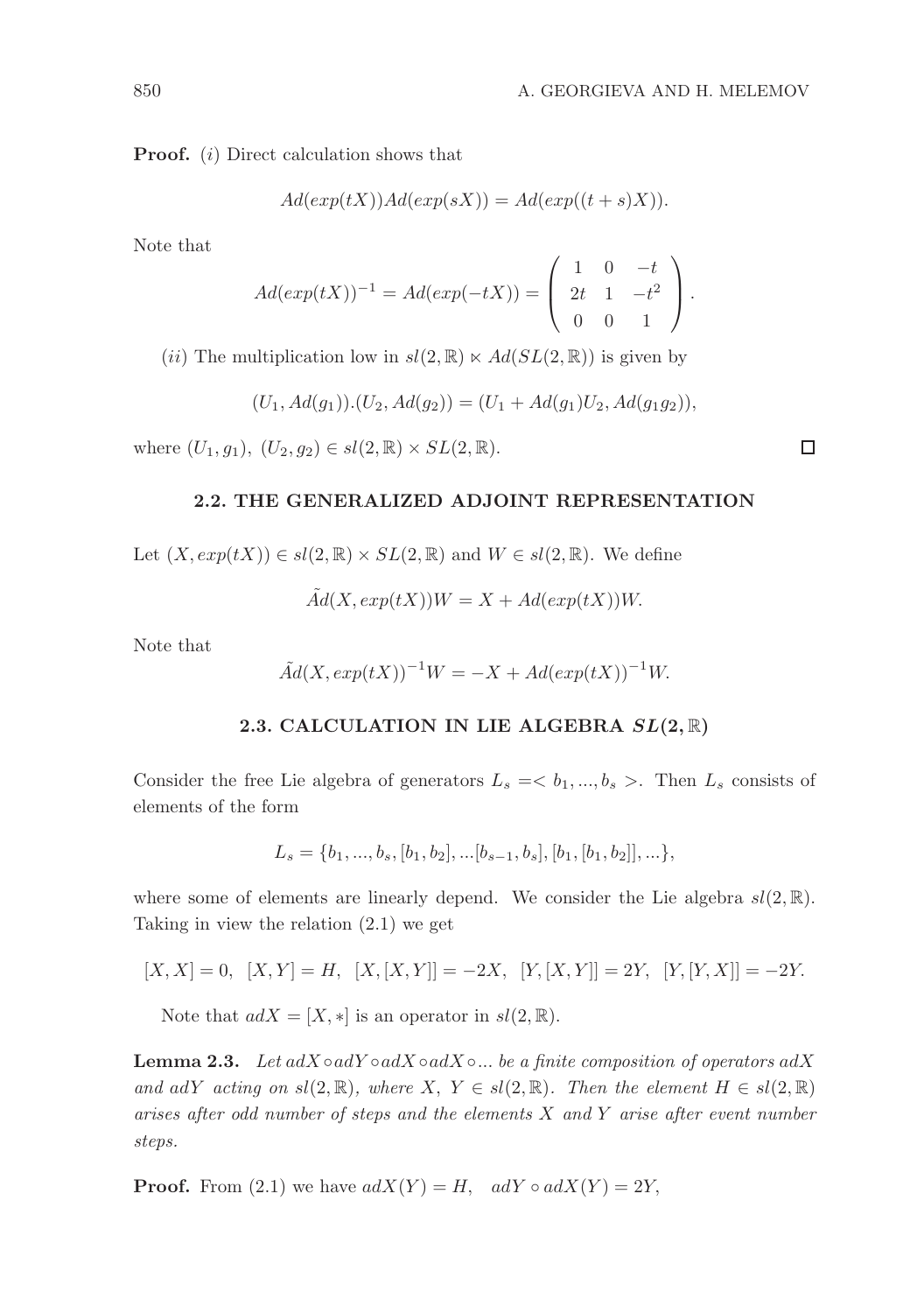**Proof.** $(i)$ Direct calculation shows that

$$Ad(exp(tX))Ad(exp(sX)) = Ad(exp((t+s)X)).$$

Note that

$$Ad(exp(tX))^{-1} = Ad(exp(-tX)) = \begin{pmatrix} 1 & 0 & -t \\ 2t & 1 & -t^2 \\ 0 & 0 & 1 \end{pmatrix}.$$

$(ii)$ The multiplication low in $sl(2,\mathbb{R}) \ltimes Ad(SL(2,\mathbb{R}))$ is given by

$$(U_1, Ad(g_1)).(U_2, Ad(g_2)) = (U_1 + Ad(g_1)U_2, Ad(g_1g_2)),$$

where $(U_1, g_1),\ (U_2, g_2) \in sl(2,\mathbb{R}) \times SL(2,\mathbb{R})$. □

## 2.2. THE GENERALIZED ADJOINT REPRESENTATION

Let $(X, exp(tX)) \in sl(2,\mathbb{R}) \times SL(2,\mathbb{R})$ and $W \in sl(2,\mathbb{R})$. We define

$$\tilde{Ad}(X, exp(tX))W = X + Ad(exp(tX))W.$$

Note that

$$\tilde{Ad}(X, exp(tX))^{-1}W = -X + Ad(exp(tX))^{-1}W.$$

## 2.3. CALCULATION IN LIE ALGEBRA $SL(2,\mathbb{R})$

Consider the free Lie algebra of generators $L_s = < b_1, ..., b_s >$. Then $L_s$ consists of elements of the form

$$L_s = \{b_1, ..., b_s, [b_1, b_2], ...[b_{s-1}, b_s], [b_1, [b_1, b_2]], ...\},$$

where some of elements are linearly depend. We consider the Lie algebra $sl(2,\mathbb{R})$. Taking in view the relation (2.1) we get

$$[X, X] = 0,\ \ [X, Y] = H,\ \ [X, [X, Y]] = -2X,\ \ [Y, [X, Y]] = 2Y,\ \ [Y, [Y, X]] = -2Y.$$

Note that $adX = [X, *]$ is an operator in $sl(2,\mathbb{R})$.

**Lemma 2.3.** *Let $adX \circ adY \circ adX \circ adX \circ ...$ be a finite composition of operators $adX$ and $adY$ acting on $sl(2,\mathbb{R})$, where $X,\ Y \in sl(2,\mathbb{R})$. Then the element $H \in sl(2,\mathbb{R})$ arises after odd number of steps and the elements $X$ and $Y$ arise after event number steps.*

**Proof.** From (2.1) we have $adX(Y) = H, \quad adY \circ adX(Y) = 2Y,$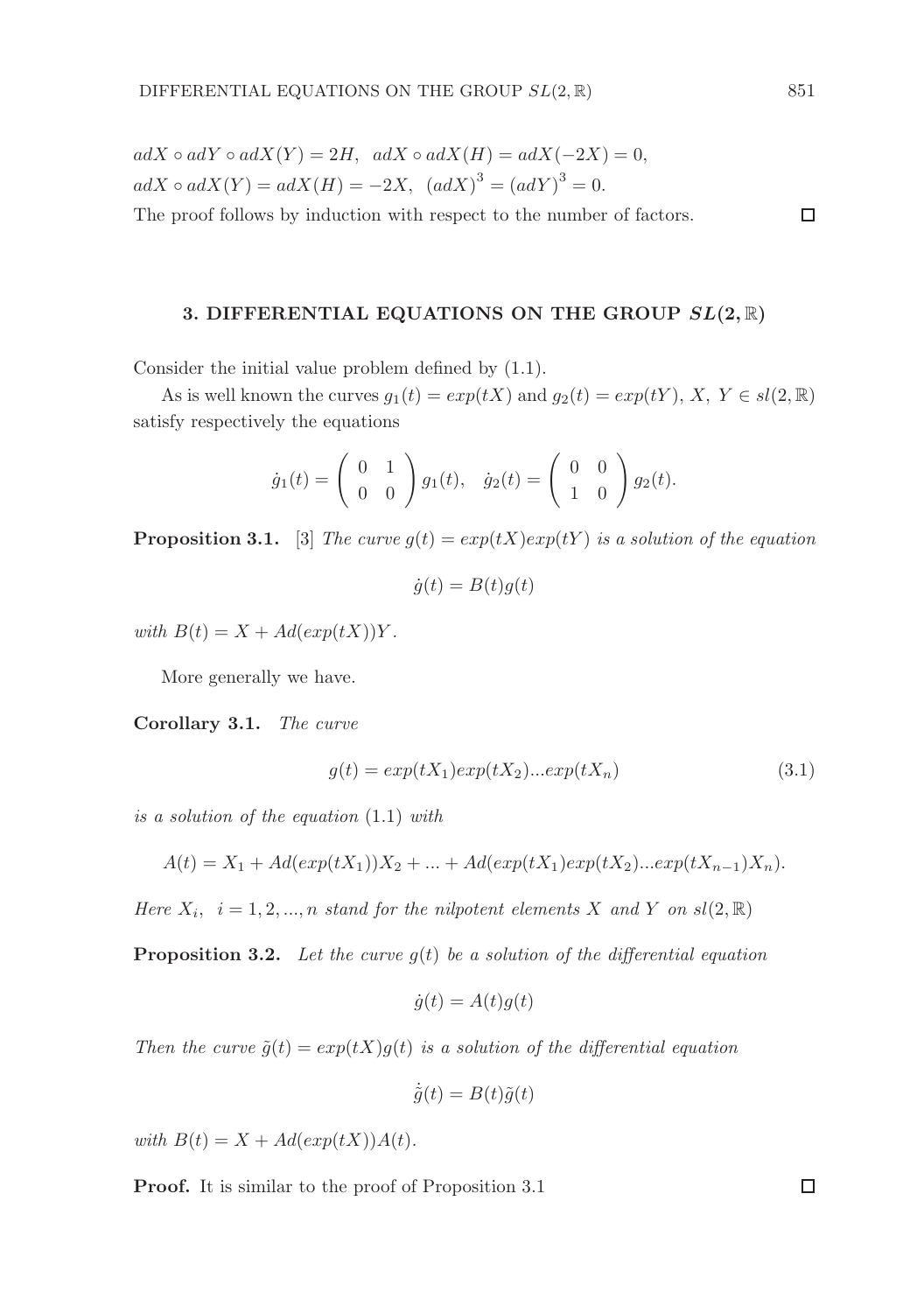$adX \circ adY \circ adX(Y) = 2H, \;\; adX \circ adX(H) = adX(-2X) = 0,$
$adX \circ adX(Y) = adX(H) = -2X, \;\; (adX)^3 = (adY)^3 = 0.$

The proof follows by induction with respect to the number of factors. □

## 3. DIFFERENTIAL EQUATIONS ON THE GROUP $SL(2, \mathbb{R})$

Consider the initial value problem defined by (1.1).

As is well known the curves $g_1(t) = exp(tX)$ and $g_2(t) = exp(tY)$, $X, \; Y \in sl(2, \mathbb{R})$ satisfy respectively the equations

$$\dot{g}_1(t) = \begin{pmatrix} 0 & 1 \\ 0 & 0 \end{pmatrix} g_1(t), \quad \dot{g}_2(t) = \begin{pmatrix} 0 & 0 \\ 1 & 0 \end{pmatrix} g_2(t).$$

**Proposition 3.1.** [3] *The curve $g(t) = exp(tX)exp(tY)$ is a solution of the equation*

$$\dot{g}(t) = B(t)g(t)$$

*with $B(t) = X + Ad(exp(tX))Y$.*

More generally we have.

**Corollary 3.1.** *The curve*

$$g(t) = exp(tX_1)exp(tX_2)...exp(tX_n) \tag{3.1}$$

*is a solution of the equation* (1.1) *with*

$$A(t) = X_1 + Ad(exp(tX_1))X_2 + ... + Ad(exp(tX_1)exp(tX_2)...exp(tX_{n-1})X_n).$$

*Here $X_i, \;\; i = 1, 2, ..., n$ stand for the nilpotent elements $X$ and $Y$ on $sl(2, \mathbb{R})$*

**Proposition 3.2.** *Let the curve $g(t)$ be a solution of the differential equation*

$$\dot{g}(t) = A(t)g(t)$$

*Then the curve $\tilde{g}(t) = exp(tX)g(t)$ is a solution of the differential equation*

$$\dot{\tilde{g}}(t) = B(t)\tilde{g}(t)$$

*with $B(t) = X + Ad(exp(tX))A(t)$.*

**Proof.** It is similar to the proof of Proposition 3.1 □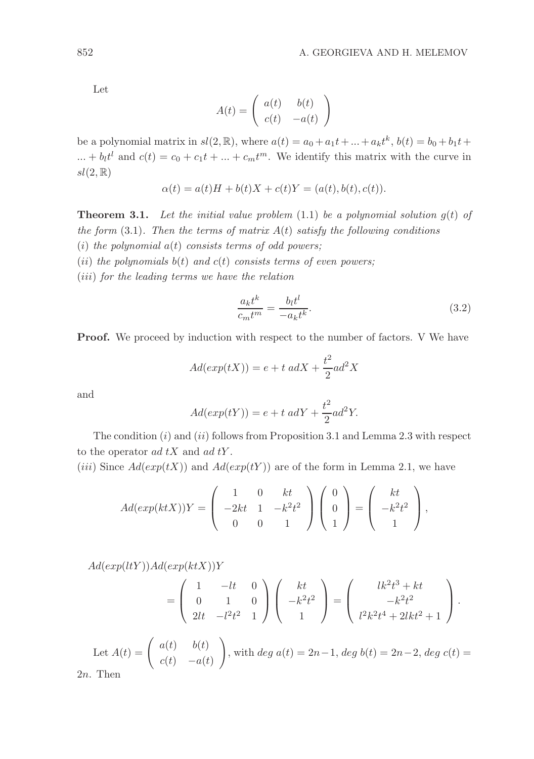Let

$$A(t) = \begin{pmatrix} a(t) & b(t) \\ c(t) & -a(t) \end{pmatrix}$$

be a polynomial matrix in $sl(2,\mathbb{R})$, where $a(t) = a_0 + a_1 t + ... + a_k t^k$, $b(t) = b_0 + b_1 t + ... + b_l t^l$ and $c(t) = c_0 + c_1 t + ... + c_m t^m$. We identify this matrix with the curve in $sl(2,\mathbb{R})$

$$\alpha(t) = a(t)H + b(t)X + c(t)Y = (a(t), b(t), c(t)).$$

**Theorem 3.1.** *Let the initial value problem* (1.1) *be a polynomial solution $g(t)$ of the form* (3.1). *Then the terms of matrix $A(t)$ satisfy the following conditions*

($i$) *the polynomial $a(t)$ consists terms of odd powers;*

($ii$) *the polynomials $b(t)$ and $c(t)$ consists terms of even powers;*

($iii$) *for the leading terms we have the relation*

$$\frac{a_k t^k}{c_m t^m} = \frac{b_l t^l}{-a_k t^k}. \tag{3.2}$$

**Proof.** We proceed by induction with respect to the number of factors. V We have

$$Ad(exp(tX)) = e + t\ adX + \frac{t^2}{2} ad^2 X$$

and

$$Ad(exp(tY)) = e + t\ adY + \frac{t^2}{2} ad^2 Y.$$

The condition ($i$) and ($ii$) follows from Proposition 3.1 and Lemma 2.3 with respect to the operator $ad\ tX$ and $ad\ tY$.

($iii$) Since $Ad(exp(tX))$ and $Ad(exp(tY))$ are of the form in Lemma 2.1, we have

$$Ad(exp(ktX))Y = \begin{pmatrix} 1 & 0 & kt \\ -2kt & 1 & -k^2t^2 \\ 0 & 0 & 1 \end{pmatrix} \begin{pmatrix} 0 \\ 0 \\ 1 \end{pmatrix} = \begin{pmatrix} kt \\ -k^2t^2 \\ 1 \end{pmatrix},$$

$$Ad(exp(ltY))Ad(exp(ktX))Y$$

$$= \begin{pmatrix} 1 & -lt & 0 \\ 0 & 1 & 0 \\ 2lt & -l^2t^2 & 1 \end{pmatrix} \begin{pmatrix} kt \\ -k^2t^2 \\ 1 \end{pmatrix} = \begin{pmatrix} lk^2t^3 + kt \\ -k^2t^2 \\ l^2k^2t^4 + 2lkt^2 + 1 \end{pmatrix}.$$

Let $A(t) = \begin{pmatrix} a(t) & b(t) \\ c(t) & -a(t) \end{pmatrix}$, with $deg\ a(t) = 2n-1$, $deg\ b(t) = 2n-2$, $deg\ c(t) = 2n$. Then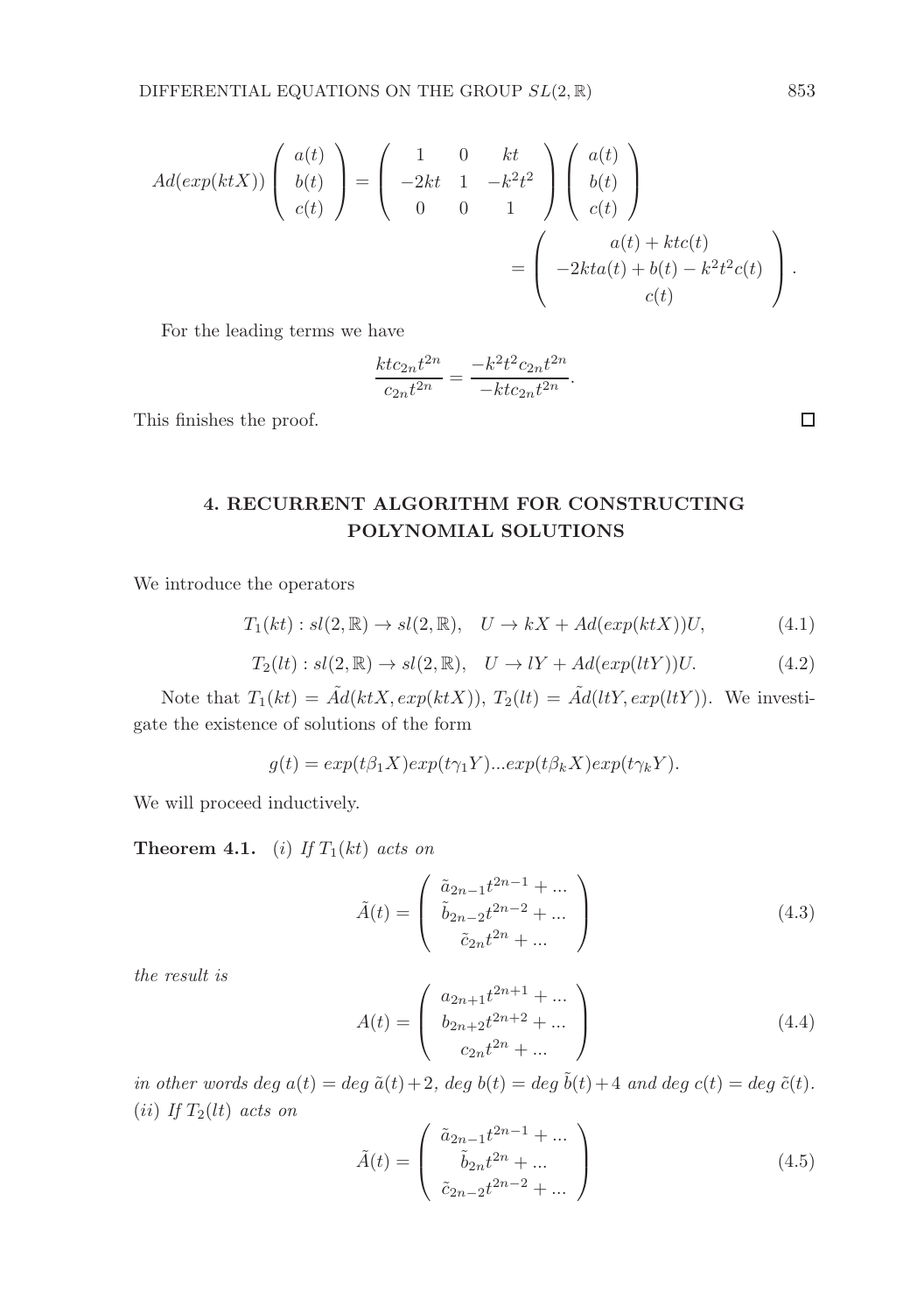$$Ad(exp(ktX))\begin{pmatrix} a(t) \\ b(t) \\ c(t) \end{pmatrix} = \begin{pmatrix} 1 & 0 & kt \\ -2kt & 1 & -k^2t^2 \\ 0 & 0 & 1 \end{pmatrix}\begin{pmatrix} a(t) \\ b(t) \\ c(t) \end{pmatrix}$$

$$= \begin{pmatrix} a(t) + ktc(t) \\ -2kta(t) + b(t) - k^2t^2c(t) \\ c(t) \end{pmatrix}.$$

For the leading terms we have

$$\frac{ktc_{2n}t^{2n}}{c_{2n}t^{2n}} = \frac{-k^2t^2c_{2n}t^{2n}}{-ktc_{2n}t^{2n}}.$$

This finishes the proof. □

## 4. RECURRENT ALGORITHM FOR CONSTRUCTING POLYNOMIAL SOLUTIONS

We introduce the operators

$$T_1(kt) : sl(2, \mathbb{R}) \to sl(2, \mathbb{R}), \quad U \to kX + Ad(exp(ktX))U, \tag{4.1}$$

$$T_2(lt) : sl(2, \mathbb{R}) \to sl(2, \mathbb{R}), \quad U \to lY + Ad(exp(ltY))U. \tag{4.2}$$

Note that $T_1(kt) = \tilde{A}d(ktX, exp(ktX))$, $T_2(lt) = \tilde{A}d(ltY, exp(ltY))$. We investigate the existence of solutions of the form

$$g(t) = exp(t\beta_1 X)exp(t\gamma_1 Y)...exp(t\beta_k X)exp(t\gamma_k Y).$$

We will proceed inductively.

**Theorem 4.1.** *(i) If $T_1(kt)$ acts on*

$$\tilde{A}(t) = \begin{pmatrix} \tilde{a}_{2n-1}t^{2n-1} + ... \\ \tilde{b}_{2n-2}t^{2n-2} + ... \\ \tilde{c}_{2n}t^{2n} + ... \end{pmatrix} \tag{4.3}$$

*the result is*

$$A(t) = \begin{pmatrix} a_{2n+1}t^{2n+1} + ... \\ b_{2n+2}t^{2n+2} + ... \\ c_{2n}t^{2n} + ... \end{pmatrix} \tag{4.4}$$

*in other words $deg\ a(t) = deg\ \tilde{a}(t) + 2$, $deg\ b(t) = deg\ \tilde{b}(t) + 4$ and $deg\ c(t) = deg\ \tilde{c}(t)$.*
*(ii) If $T_2(lt)$ acts on*

$$\tilde{A}(t) = \begin{pmatrix} \tilde{a}_{2n-1}t^{2n-1} + ... \\ \tilde{b}_{2n}t^{2n} + ... \\ \tilde{c}_{2n-2}t^{2n-2} + ... \end{pmatrix} \tag{4.5}$$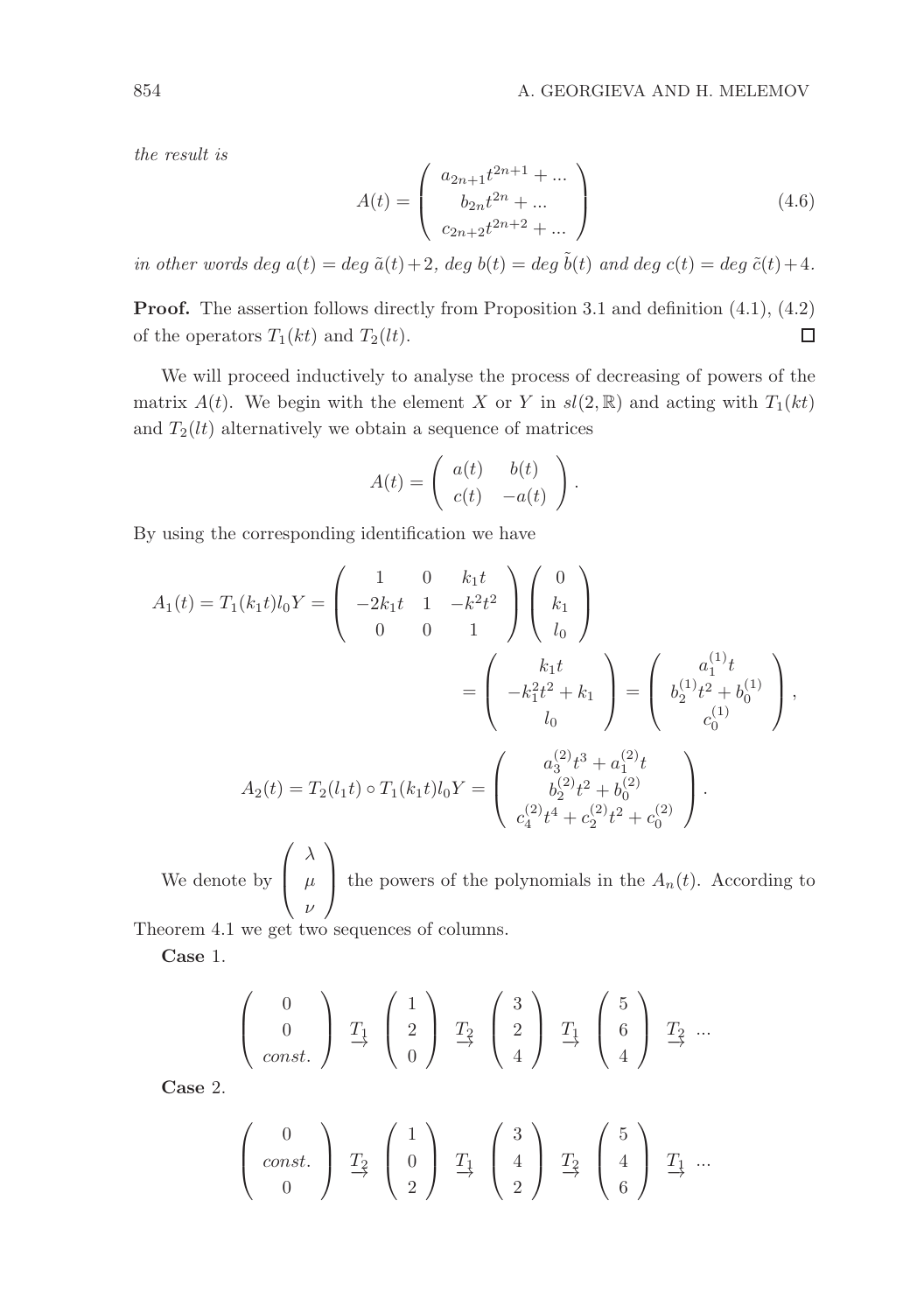*the result is*

$$A(t) = \left( \begin{array}{c} a_{2n+1}t^{2n+1} + ... \\ b_{2n}t^{2n} + ... \\ c_{2n+2}t^{2n+2} + ... \end{array} \right) \tag{4.6}$$

*in other words deg* $a(t) =$ *deg* $\tilde{a}(t) + 2$*, deg* $b(t) =$ *deg* $\tilde{b}(t)$ *and deg* $c(t) =$ *deg* $\tilde{c}(t) + 4$.

**Proof.** The assertion follows directly from Proposition 3.1 and definition (4.1), (4.2) of the operators $T_1(kt)$ and $T_2(lt)$. $\square$

We will proceed inductively to analyse the process of decreasing of powers of the matrix $A(t)$. We begin with the element $X$ or $Y$ in $sl(2, \mathbb{R})$ and acting with $T_1(kt)$ and $T_2(lt)$ alternatively we obtain a sequence of matrices

$$A(t) = \left( \begin{array}{cc} a(t) & b(t) \\ c(t) & -a(t) \end{array} \right).$$

By using the corresponding identification we have

$$A_1(t) = T_1(k_1t)l_0Y = \left( \begin{array}{ccc} 1 & 0 & k_1t \\ -2k_1t & 1 & -k^2t^2 \\ 0 & 0 & 1 \end{array} \right) \left( \begin{array}{c} 0 \\ k_1 \\ l_0 \end{array} \right)$$

$$= \left( \begin{array}{c} k_1t \\ -k_1^2t^2 + k_1 \\ l_0 \end{array} \right) = \left( \begin{array}{c} a_1^{(1)}t \\ b_2^{(1)}t^2 + b_0^{(1)} \\ c_0^{(1)} \end{array} \right),$$

$$A_2(t) = T_2(l_1t) \circ T_1(k_1t)l_0Y = \left( \begin{array}{c} a_3^{(2)}t^3 + a_1^{(2)}t \\ b_2^{(2)}t^2 + b_0^{(2)} \\ c_4^{(2)}t^4 + c_2^{(2)}t^2 + c_0^{(2)} \end{array} \right).$$

We denote by $\left( \begin{array}{c} \lambda \\ \mu \\ \nu \end{array} \right)$ the powers of the polynomials in the $A_n(t)$. According to Theorem 4.1 we get two sequences of columns.

**Case** 1.

$$\left( \begin{array}{c} 0 \\ 0 \\ const. \end{array} \right) \overset{T_1}{\rightarrow} \left( \begin{array}{c} 1 \\ 2 \\ 0 \end{array} \right) \overset{T_2}{\rightarrow} \left( \begin{array}{c} 3 \\ 2 \\ 4 \end{array} \right) \overset{T_1}{\rightarrow} \left( \begin{array}{c} 5 \\ 6 \\ 4 \end{array} \right) \overset{T_2}{\rightarrow} ...$$

**Case** 2.

$$\left( \begin{array}{c} 0 \\ const. \\ 0 \end{array} \right) \overset{T_2}{\rightarrow} \left( \begin{array}{c} 1 \\ 0 \\ 2 \end{array} \right) \overset{T_1}{\rightarrow} \left( \begin{array}{c} 3 \\ 4 \\ 2 \end{array} \right) \overset{T_2}{\rightarrow} \left( \begin{array}{c} 5 \\ 4 \\ 6 \end{array} \right) \overset{T_1}{\rightarrow} ...$$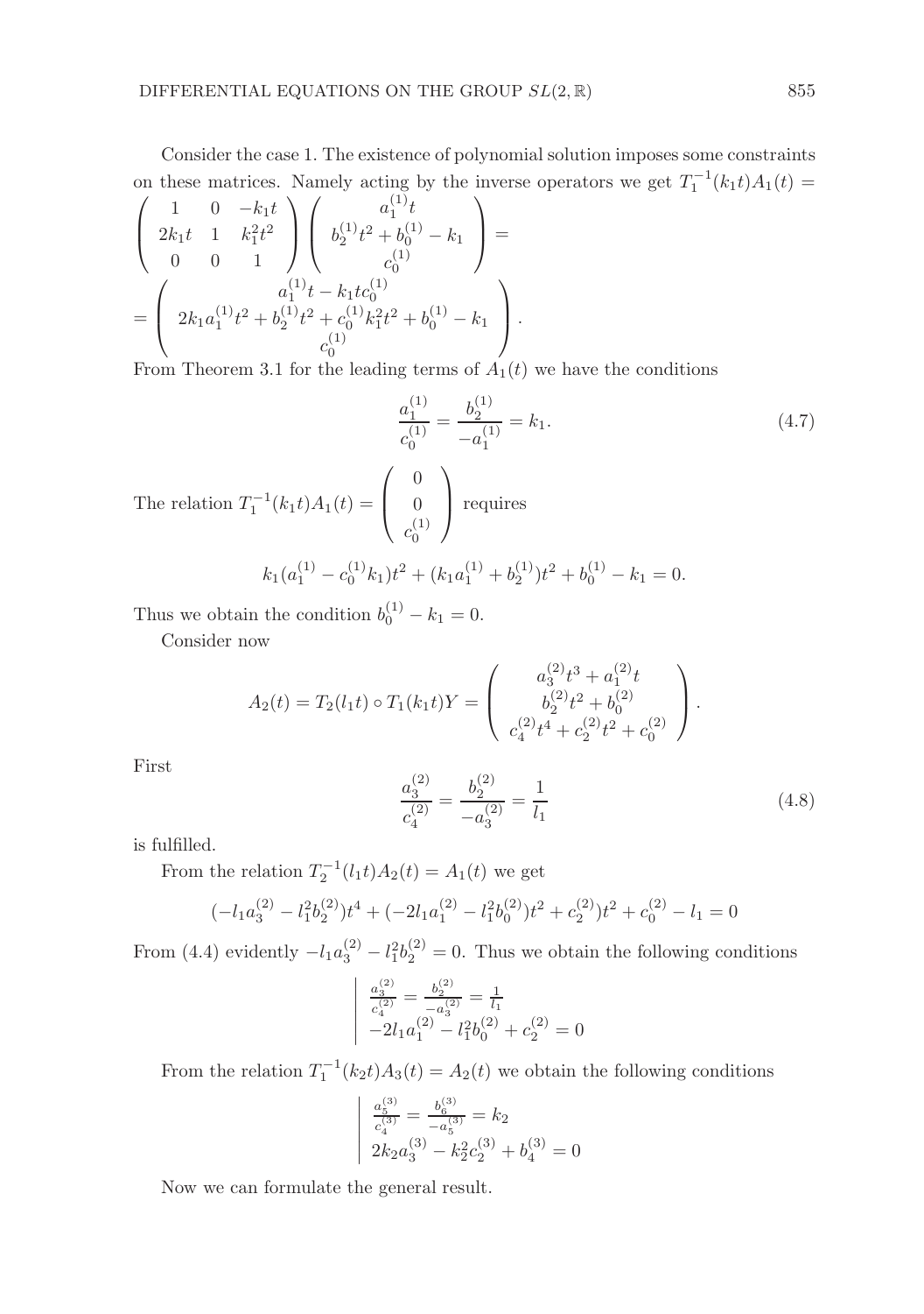Consider the case 1. The existence of polynomial solution imposes some constraints on these matrices. Namely acting by the inverse operators we get $T_1^{-1}(k_1 t)A_1(t) =$

$$
\begin{pmatrix} 1 & 0 & -k_1 t \\ 2k_1 t & 1 & k_1^2 t^2 \\ 0 & 0 & 1 \end{pmatrix} \begin{pmatrix} a_1^{(1)} t \\ b_2^{(1)} t^2 + b_0^{(1)} - k_1 \\ c_0^{(1)} \end{pmatrix} =
$$

$$
= \begin{pmatrix} a_1^{(1)} t - k_1 t c_0^{(1)} \\ 2k_1 a_1^{(1)} t^2 + b_2^{(1)} t^2 + c_0^{(1)} k_1^2 t^2 + b_0^{(1)} - k_1 \\ c_0^{(1)} \end{pmatrix}.
$$

From Theorem 3.1 for the leading terms of $A_1(t)$ we have the conditions

$$
\frac{a_1^{(1)}}{c_0^{(1)}} = \frac{b_2^{(1)}}{-a_1^{(1)}} = k_1. \tag{4.7}
$$

The relation $T_1^{-1}(k_1 t)A_1(t) = \begin{pmatrix} 0 \\ 0 \\ c_0^{(1)} \end{pmatrix}$ requires

$$
k_1(a_1^{(1)} - c_0^{(1)} k_1)t^2 + (k_1 a_1^{(1)} + b_2^{(1)})t^2 + b_0^{(1)} - k_1 = 0.
$$

Thus we obtain the condition $b_0^{(1)} - k_1 = 0$.

Consider now

$$
A_2(t) = T_2(l_1 t) \circ T_1(k_1 t) Y = \begin{pmatrix} a_3^{(2)} t^3 + a_1^{(2)} t \\ b_2^{(2)} t^2 + b_0^{(2)} \\ c_4^{(2)} t^4 + c_2^{(2)} t^2 + c_0^{(2)} \end{pmatrix}.
$$

First

$$
\frac{a_3^{(2)}}{c_4^{(2)}} = \frac{b_2^{(2)}}{-a_3^{(2)}} = \frac{1}{l_1} \tag{4.8}
$$

is fulfilled.

From the relation $T_2^{-1}(l_1 t)A_2(t) = A_1(t)$ we get

$$
(-l_1 a_3^{(2)} - l_1^2 b_2^{(2)})t^4 + (-2l_1 a_1^{(2)} - l_1^2 b_0^{(2)})t^2 + c_2^{(2)} t^2 + c_0^{(2)} - l_1 = 0
$$

From (4.4) evidently $-l_1 a_3^{(2)} - l_1^2 b_2^{(2)} = 0$. Thus we obtain the following conditions

$$
\left| \begin{array}{l} \frac{a_3^{(2)}}{c_4^{(2)}} = \frac{b_2^{(2)}}{-a_3^{(2)}} = \frac{1}{l_1} \\ -2l_1 a_1^{(2)} - l_1^2 b_0^{(2)} + c_2^{(2)} = 0 \end{array} \right.
$$

From the relation $T_1^{-1}(k_2 t)A_3(t) = A_2(t)$ we obtain the following conditions

$$
\left| \begin{array}{l} \frac{a_5^{(3)}}{c_4^{(3)}} = \frac{b_6^{(3)}}{-a_5^{(3)}} = k_2 \\ 2k_2 a_3^{(3)} - k_2^2 c_2^{(3)} + b_4^{(3)} = 0 \end{array} \right.
$$

Now we can formulate the general result.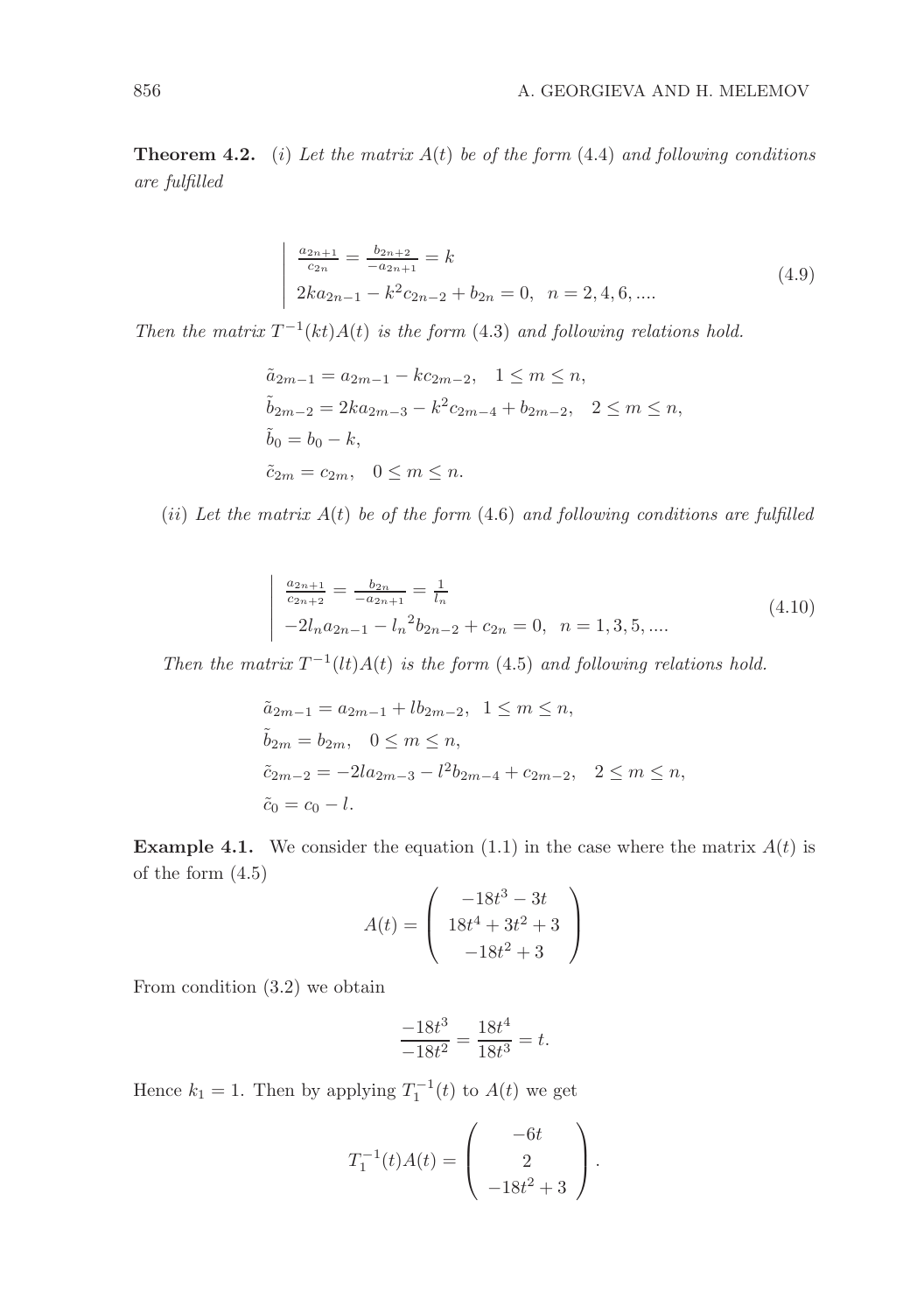**Theorem 4.2.** (*i*) *Let the matrix $A(t)$ be of the form* (4.4) *and following conditions are fulfilled*

$$
\left|\begin{array}{l}
\frac{a_{2n+1}}{c_{2n}} = \frac{b_{2n+2}}{-a_{2n+1}} = k \\
2ka_{2n-1} - k^2 c_{2n-2} + b_{2n} = 0, \quad n = 2, 4, 6, ....
\end{array}\right. \tag{4.9}
$$

*Then the matrix $T^{-1}(kt)A(t)$ is the form* (4.3) *and following relations hold.*

$$
\begin{aligned}
&\tilde{a}_{2m-1} = a_{2m-1} - kc_{2m-2}, \quad 1 \leq m \leq n, \\
&\tilde{b}_{2m-2} = 2ka_{2m-3} - k^2 c_{2m-4} + b_{2m-2}, \quad 2 \leq m \leq n, \\
&\tilde{b}_0 = b_0 - k, \\
&\tilde{c}_{2m} = c_{2m}, \quad 0 \leq m \leq n.
\end{aligned}
$$

(*ii*) *Let the matrix $A(t)$ be of the form* (4.6) *and following conditions are fulfilled*

$$
\left|\begin{array}{l}
\frac{a_{2n+1}}{c_{2n+2}} = \frac{b_{2n}}{-a_{2n+1}} = \frac{1}{l_n} \\
-2l_n a_{2n-1} - {l_n}^2 b_{2n-2} + c_{2n} = 0, \quad n = 1, 3, 5, ....
\end{array}\right. \tag{4.10}
$$

*Then the matrix $T^{-1}(lt)A(t)$ is the form* (4.5) *and following relations hold.*

$$
\begin{aligned}
&\tilde{a}_{2m-1} = a_{2m-1} + lb_{2m-2}, \quad 1 \leq m \leq n, \\
&\tilde{b}_{2m} = b_{2m}, \quad 0 \leq m \leq n, \\
&\tilde{c}_{2m-2} = -2la_{2m-3} - l^2 b_{2m-4} + c_{2m-2}, \quad 2 \leq m \leq n, \\
&\tilde{c}_0 = c_0 - l.
\end{aligned}
$$

**Example 4.1.** We consider the equation (1.1) in the case where the matrix $A(t)$ is of the form (4.5)

$$
A(t) = \begin{pmatrix} -18t^3 - 3t \\ 18t^4 + 3t^2 + 3 \\ -18t^2 + 3 \end{pmatrix}
$$

From condition (3.2) we obtain

$$
\frac{-18t^3}{-18t^2} = \frac{18t^4}{18t^3} = t.
$$

Hence $k_1 = 1$. Then by applying $T_1^{-1}(t)$ to $A(t)$ we get

$$
T_1^{-1}(t)A(t) = \begin{pmatrix} -6t \\ 2 \\ -18t^2 + 3 \end{pmatrix}.
$$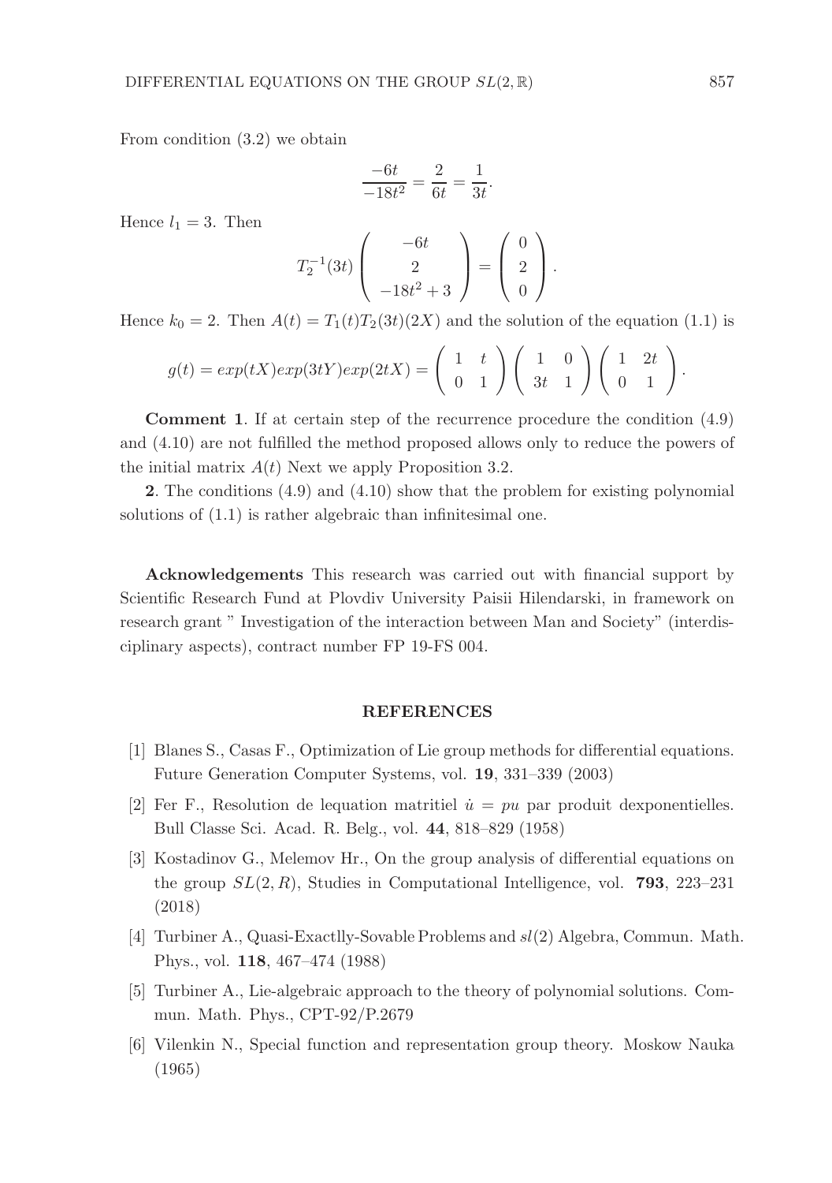From condition (3.2) we obtain

$$\frac{-6t}{-18t^2} = \frac{2}{6t} = \frac{1}{3t}.$$

Hence $l_1 = 3$. Then

$$T_2^{-1}(3t)\begin{pmatrix} -6t \\ 2 \\ -18t^2+3 \end{pmatrix} = \begin{pmatrix} 0 \\ 2 \\ 0 \end{pmatrix}.$$

Hence $k_0 = 2$. Then $A(t) = T_1(t)T_2(3t)(2X)$ and the solution of the equation (1.1) is

$$g(t) = exp(tX)exp(3tY)exp(2tX) = \begin{pmatrix} 1 & t \\ 0 & 1 \end{pmatrix}\begin{pmatrix} 1 & 0 \\ 3t & 1 \end{pmatrix}\begin{pmatrix} 1 & 2t \\ 0 & 1 \end{pmatrix}.$$

**Comment 1**. If at certain step of the recurrence procedure the condition (4.9) and (4.10) are not fulfilled the method proposed allows only to reduce the powers of the initial matrix $A(t)$ Next we apply Proposition 3.2.

**2**. The conditions (4.9) and (4.10) show that the problem for existing polynomial solutions of (1.1) is rather algebraic than infinitesimal one.

**Acknowledgements** This research was carried out with financial support by Scientific Research Fund at Plovdiv University Paisii Hilendarski, in framework on research grant " Investigation of the interaction between Man and Society" (interdisciplinary aspects), contract number FP 19-FS 004.

## REFERENCES

[1] Blanes S., Casas F., Optimization of Lie group methods for differential equations. Future Generation Computer Systems, vol. **19**, 331–339 (2003)

[2] Fer F., Resolution de lequation matritiel $\dot{u} = pu$ par produit dexponentielles. Bull Classe Sci. Acad. R. Belg., vol. **44**, 818–829 (1958)

[3] Kostadinov G., Melemov Hr., On the group analysis of differential equations on the group $SL(2, R)$, Studies in Computational Intelligence, vol. **793**, 223–231 (2018)

[4] Turbiner A., Quasi-Exactlly-Sovable Problems and $sl(2)$ Algebra, Commun. Math. Phys., vol. **118**, 467–474 (1988)

[5] Turbiner A., Lie-algebraic approach to the theory of polynomial solutions. Commun. Math. Phys., CPT-92/P.2679

[6] Vilenkin N., Special function and representation group theory. Moskow Nauka (1965)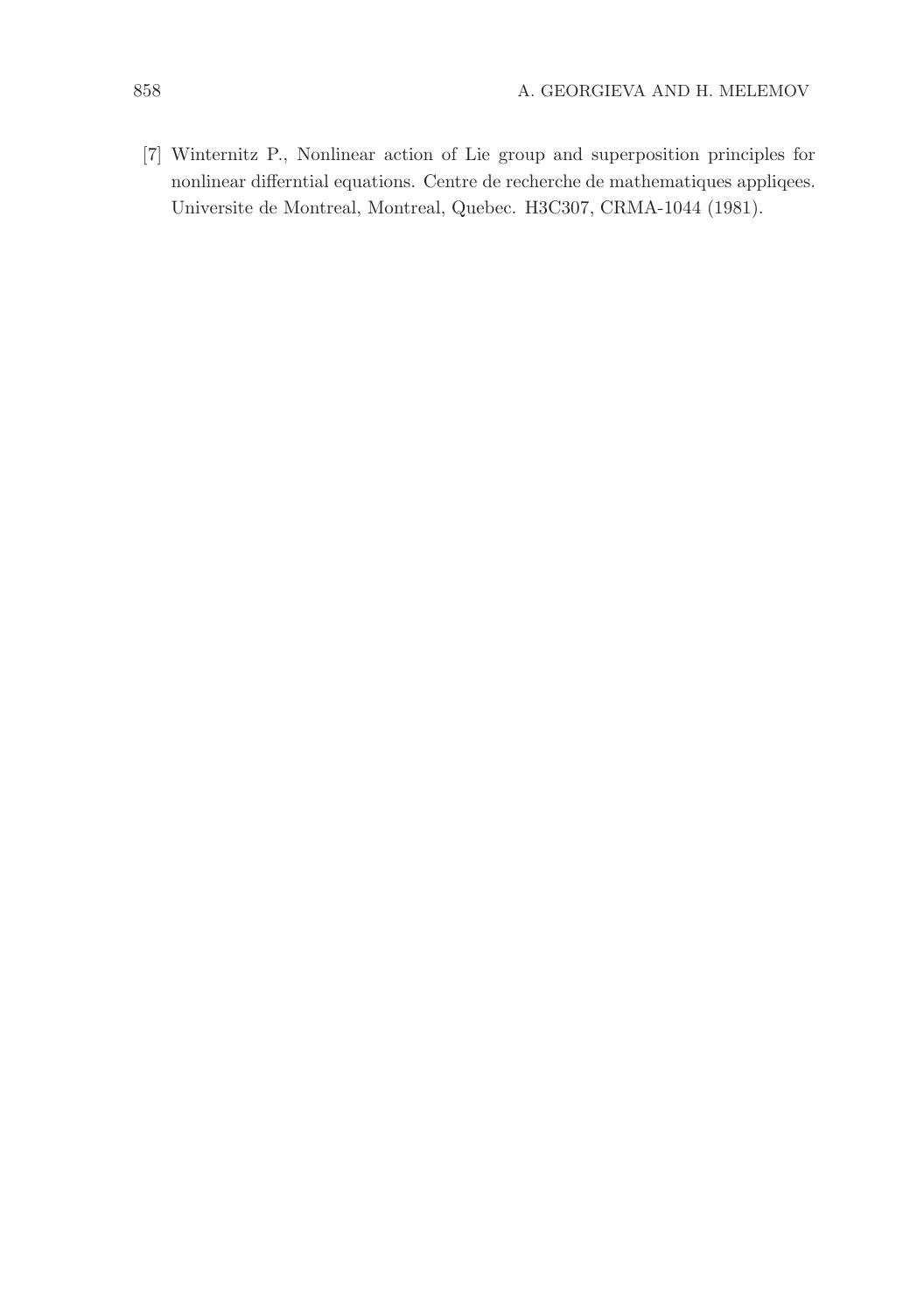[7] Winternitz P., Nonlinear action of Lie group and superposition principles for nonlinear differntial equations. Centre de recherche de mathematiques appliqees. Universite de Montreal, Montreal, Quebec. H3C307, CRMA-1044 (1981).